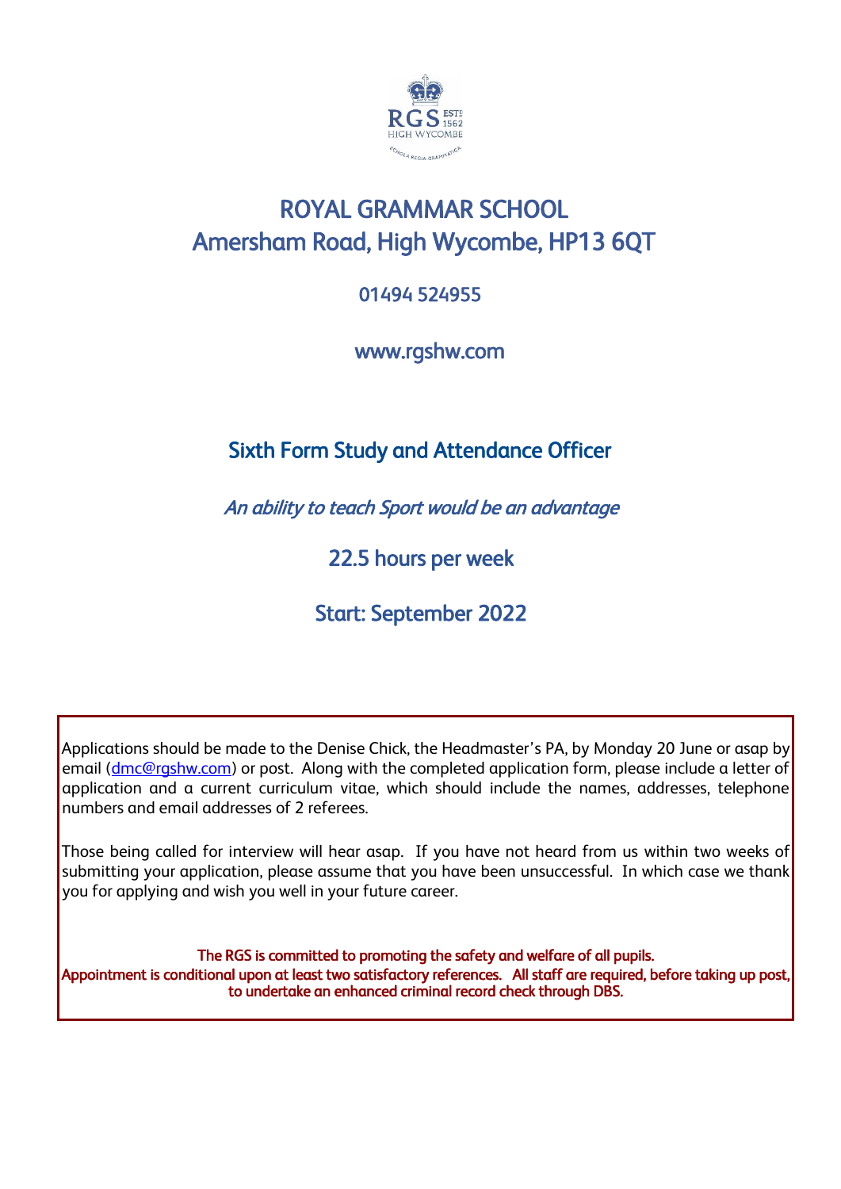# ROYAL GRAMMAR SCHOOL
# Amersham Road, High Wycombe, HP13 6QT

01494 524955

www.rgshw.com

## Sixth Form Study and Attendance Officer

*An ability to teach Sport would be an advantage*

### 22.5 hours per week

### Start: September 2022

Applications should be made to the Denise Chick, the Headmaster's PA, by Monday 20 June or asap by email (dmc@rgshw.com) or post. Along with the completed application form, please include a letter of application and a current curriculum vitae, which should include the names, addresses, telephone numbers and email addresses of 2 referees.

Those being called for interview will hear asap. If you have not heard from us within two weeks of submitting your application, please assume that you have been unsuccessful. In which case we thank you for applying and wish you well in your future career.

**The RGS is committed to promoting the safety and welfare of all pupils.**
**Appointment is conditional upon at least two satisfactory references. All staff are required, before taking up post, to undertake an enhanced criminal record check through DBS.**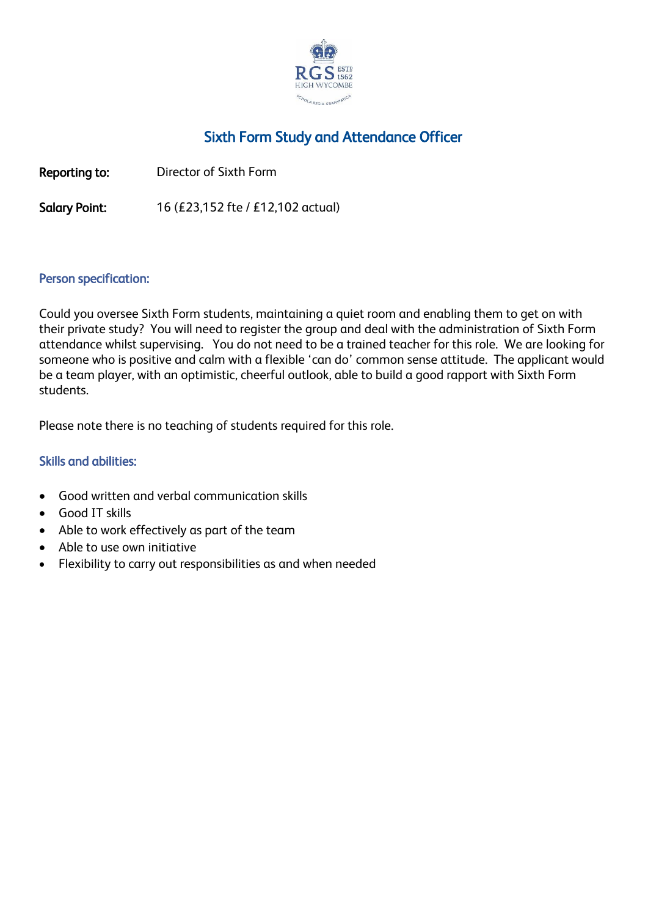# Sixth Form Study and Attendance Officer

**Reporting to:** Director of Sixth Form

**Salary Point:** 16 (£23,152 fte / £12,102 actual)

## Person specification:

Could you oversee Sixth Form students, maintaining a quiet room and enabling them to get on with their private study? You will need to register the group and deal with the administration of Sixth Form attendance whilst supervising. You do not need to be a trained teacher for this role. We are looking for someone who is positive and calm with a flexible 'can do' common sense attitude. The applicant would be a team player, with an optimistic, cheerful outlook, able to build a good rapport with Sixth Form students.

Please note there is no teaching of students required for this role.

## Skills and abilities:

- Good written and verbal communication skills
- Good IT skills
- Able to work effectively as part of the team
- Able to use own initiative
- Flexibility to carry out responsibilities as and when needed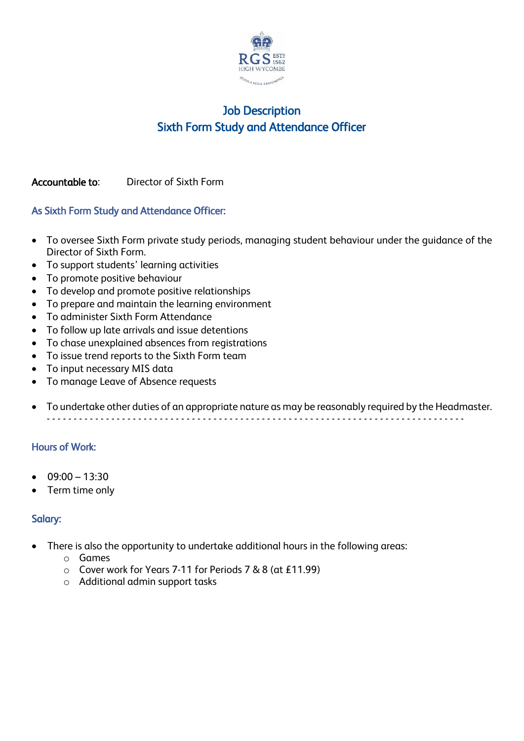# Job Description
# Sixth Form Study and Attendance Officer

**Accountable to**: Director of Sixth Form

## As Sixth Form Study and Attendance Officer:

- To oversee Sixth Form private study periods, managing student behaviour under the guidance of the Director of Sixth Form.
- To support students' learning activities
- To promote positive behaviour
- To develop and promote positive relationships
- To prepare and maintain the learning environment
- To administer Sixth Form Attendance
- To follow up late arrivals and issue detentions
- To chase unexplained absences from registrations
- To issue trend reports to the Sixth Form team
- To input necessary MIS data
- To manage Leave of Absence requests

- To undertake other duties of an appropriate nature as may be reasonably required by the Headmaster.

---

## Hours of Work:

- 09:00 – 13:30
- Term time only

## Salary:

- There is also the opportunity to undertake additional hours in the following areas:
  - Games
  - Cover work for Years 7-11 for Periods 7 & 8 (at £11.99)
  - Additional admin support tasks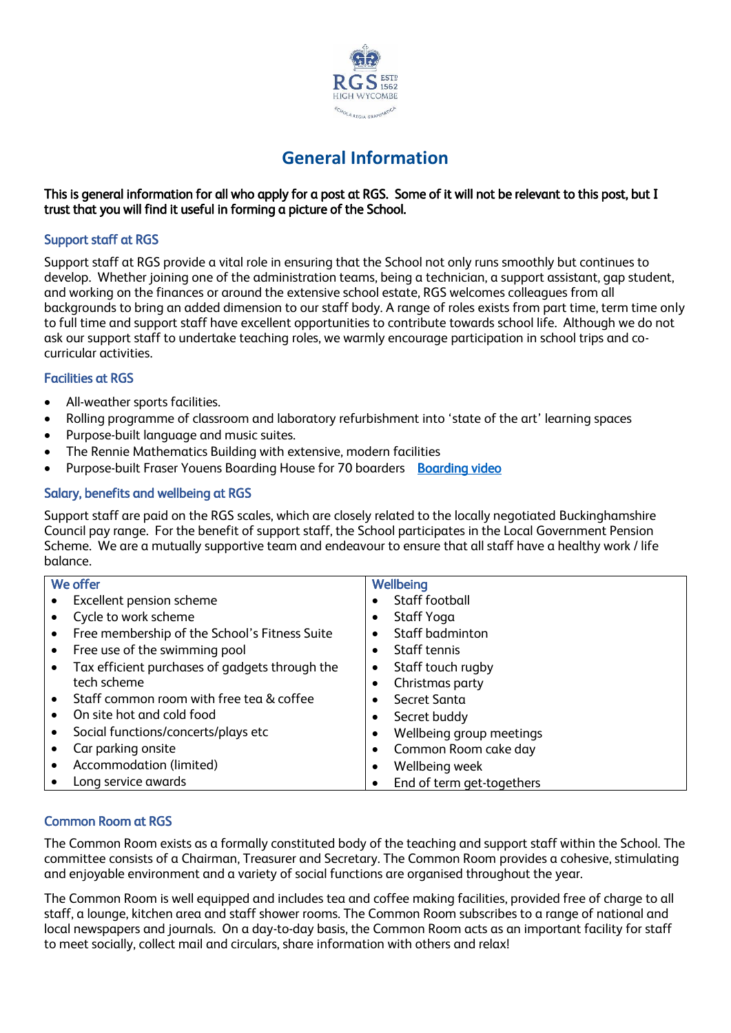# General Information

**This is general information for all who apply for a post at RGS. Some of it will not be relevant to this post, but I trust that you will find it useful in forming a picture of the School.**

### Support staff at RGS

Support staff at RGS provide a vital role in ensuring that the School not only runs smoothly but continues to develop. Whether joining one of the administration teams, being a technician, a support assistant, gap student, and working on the finances or around the extensive school estate, RGS welcomes colleagues from all backgrounds to bring an added dimension to our staff body. A range of roles exists from part time, term time only to full time and support staff have excellent opportunities to contribute towards school life. Although we do not ask our support staff to undertake teaching roles, we warmly encourage participation in school trips and co-curricular activities.

### Facilities at RGS

- All-weather sports facilities.
- Rolling programme of classroom and laboratory refurbishment into 'state of the art' learning spaces
- Purpose-built language and music suites.
- The Rennie Mathematics Building with extensive, modern facilities
- Purpose-built Fraser Youens Boarding House for 70 boarders Boarding video

### Salary, benefits and wellbeing at RGS

Support staff are paid on the RGS scales, which are closely related to the locally negotiated Buckinghamshire Council pay range. For the benefit of support staff, the School participates in the Local Government Pension Scheme. We are a mutually supportive team and endeavour to ensure that all staff have a healthy work / life balance.

| We offer | Wellbeing |
|---|---|
| • Excellent pension scheme | • Staff football |
| • Cycle to work scheme | • Staff Yoga |
| • Free membership of the School's Fitness Suite | • Staff badminton |
| • Free use of the swimming pool | • Staff tennis |
| • Tax efficient purchases of gadgets through the tech scheme | • Staff touch rugby |
| | • Christmas party |
| • Staff common room with free tea & coffee | • Secret Santa |
| • On site hot and cold food | • Secret buddy |
| • Social functions/concerts/plays etc | • Wellbeing group meetings |
| • Car parking onsite | • Common Room cake day |
| • Accommodation (limited) | • Wellbeing week |
| • Long service awards | • End of term get-togethers |

### Common Room at RGS

The Common Room exists as a formally constituted body of the teaching and support staff within the School. The committee consists of a Chairman, Treasurer and Secretary. The Common Room provides a cohesive, stimulating and enjoyable environment and a variety of social functions are organised throughout the year.

The Common Room is well equipped and includes tea and coffee making facilities, provided free of charge to all staff, a lounge, kitchen area and staff shower rooms. The Common Room subscribes to a range of national and local newspapers and journals. On a day-to-day basis, the Common Room acts as an important facility for staff to meet socially, collect mail and circulars, share information with others and relax!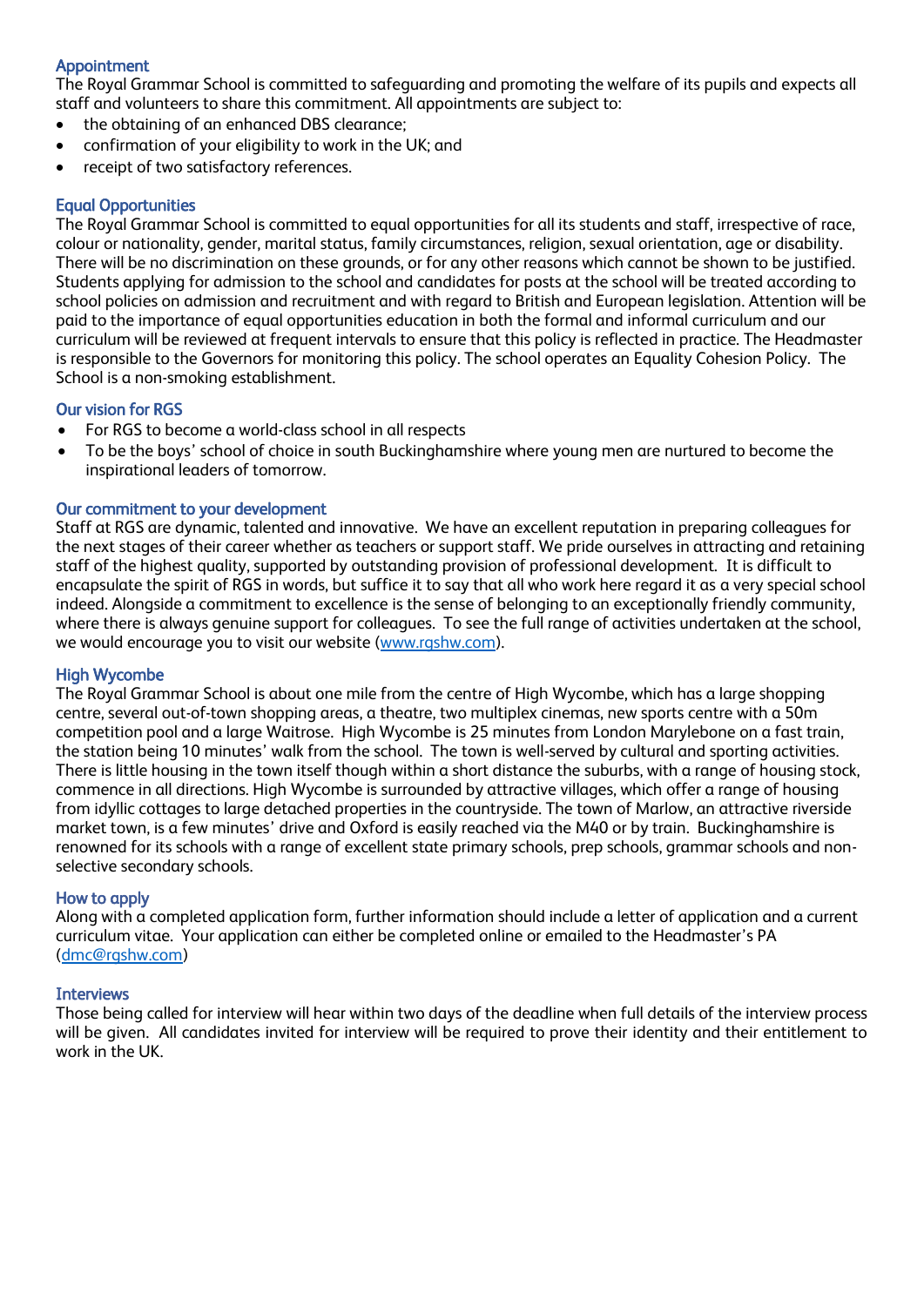## Appointment

The Royal Grammar School is committed to safeguarding and promoting the welfare of its pupils and expects all staff and volunteers to share this commitment. All appointments are subject to:

- the obtaining of an enhanced DBS clearance;
- confirmation of your eligibility to work in the UK; and
- receipt of two satisfactory references.

## Equal Opportunities

The Royal Grammar School is committed to equal opportunities for all its students and staff, irrespective of race, colour or nationality, gender, marital status, family circumstances, religion, sexual orientation, age or disability. There will be no discrimination on these grounds, or for any other reasons which cannot be shown to be justified. Students applying for admission to the school and candidates for posts at the school will be treated according to school policies on admission and recruitment and with regard to British and European legislation. Attention will be paid to the importance of equal opportunities education in both the formal and informal curriculum and our curriculum will be reviewed at frequent intervals to ensure that this policy is reflected in practice. The Headmaster is responsible to the Governors for monitoring this policy. The school operates an Equality Cohesion Policy. The School is a non-smoking establishment.

## Our vision for RGS

- For RGS to become a world-class school in all respects
- To be the boys' school of choice in south Buckinghamshire where young men are nurtured to become the inspirational leaders of tomorrow.

## Our commitment to your development

Staff at RGS are dynamic, talented and innovative. We have an excellent reputation in preparing colleagues for the next stages of their career whether as teachers or support staff. We pride ourselves in attracting and retaining staff of the highest quality, supported by outstanding provision of professional development. It is difficult to encapsulate the spirit of RGS in words, but suffice it to say that all who work here regard it as a very special school indeed. Alongside a commitment to excellence is the sense of belonging to an exceptionally friendly community, where there is always genuine support for colleagues. To see the full range of activities undertaken at the school, we would encourage you to visit our website (www.rgshw.com).

## High Wycombe

The Royal Grammar School is about one mile from the centre of High Wycombe, which has a large shopping centre, several out-of-town shopping areas, a theatre, two multiplex cinemas, new sports centre with a 50m competition pool and a large Waitrose. High Wycombe is 25 minutes from London Marylebone on a fast train, the station being 10 minutes' walk from the school. The town is well-served by cultural and sporting activities. There is little housing in the town itself though within a short distance the suburbs, with a range of housing stock, commence in all directions. High Wycombe is surrounded by attractive villages, which offer a range of housing from idyllic cottages to large detached properties in the countryside. The town of Marlow, an attractive riverside market town, is a few minutes' drive and Oxford is easily reached via the M40 or by train. Buckinghamshire is renowned for its schools with a range of excellent state primary schools, prep schools, grammar schools and non-selective secondary schools.

## How to apply

Along with a completed application form, further information should include a letter of application and a current curriculum vitae. Your application can either be completed online or emailed to the Headmaster's PA (dmc@rgshw.com)

## Interviews

Those being called for interview will hear within two days of the deadline when full details of the interview process will be given. All candidates invited for interview will be required to prove their identity and their entitlement to work in the UK.